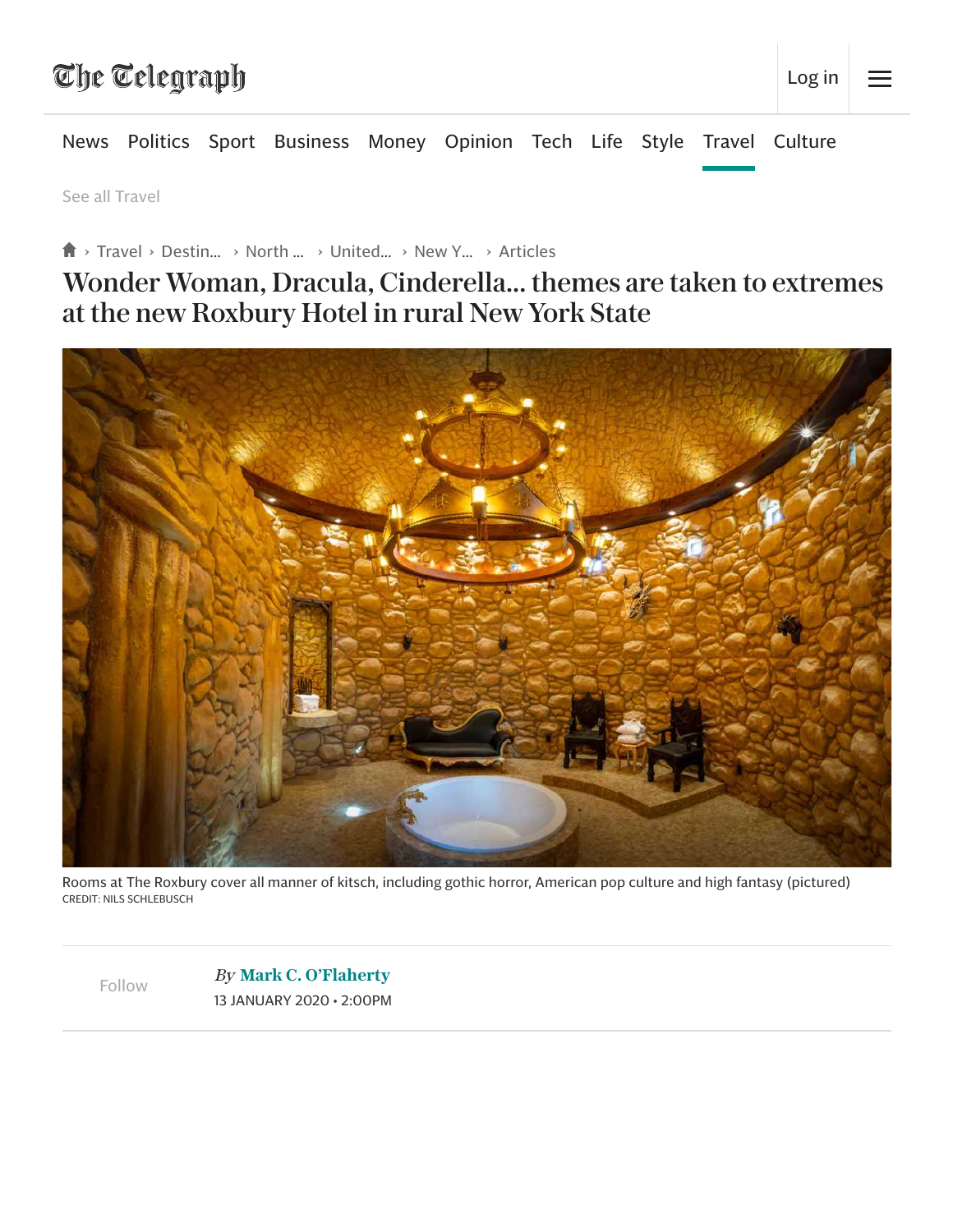# Wonder Woman, Dracula, Cinderella... themes are taken to extremes at the new Roxbury Hotel in rural New York State

Rooms at The Roxbury cover all manner of kitsch, including gothic horror, American pop culture and high fantasy (pictured)
CREDIT: NILS SCHLEBUSCH

*By* **Mark C. O'Flaherty**
13 JANUARY 2020 • 2:00PM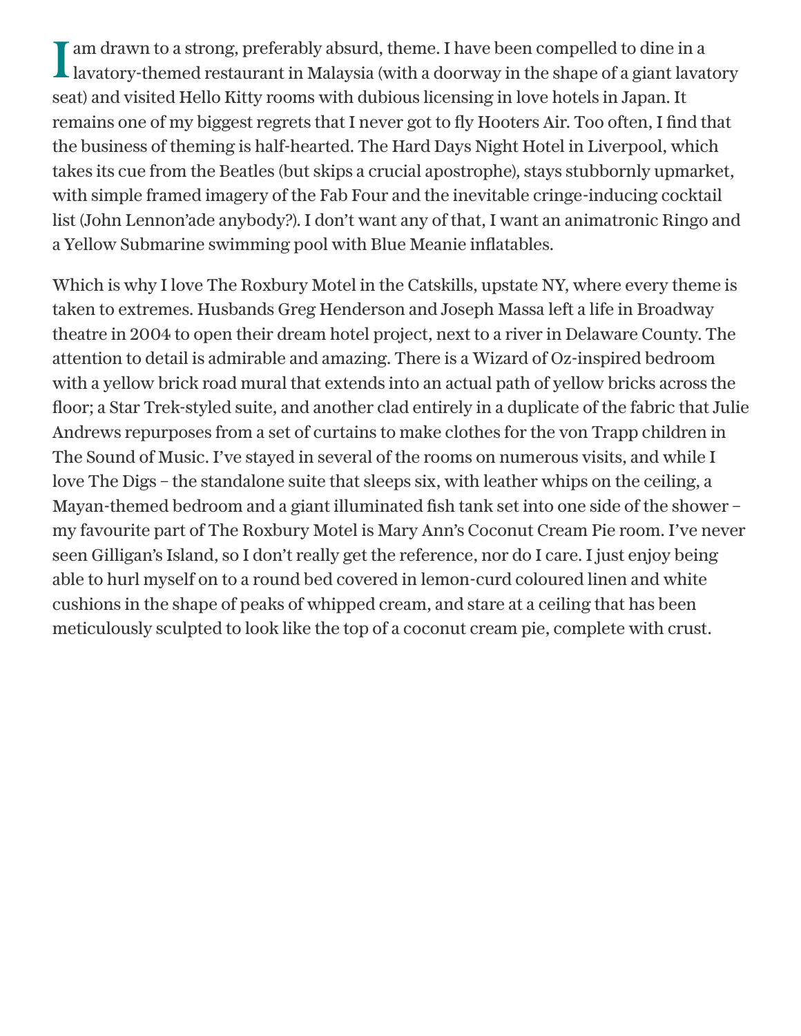I am drawn to a strong, preferably absurd, theme. I have been compelled to dine in a lavatory-themed restaurant in Malaysia (with a doorway in the shape of a giant lavatory seat) and visited Hello Kitty rooms with dubious licensing in love hotels in Japan. It remains one of my biggest regrets that I never got to fly Hooters Air. Too often, I find that the business of theming is half-hearted. The Hard Days Night Hotel in Liverpool, which takes its cue from the Beatles (but skips a crucial apostrophe), stays stubbornly upmarket, with simple framed imagery of the Fab Four and the inevitable cringe-inducing cocktail list (John Lennon'ade anybody?). I don't want any of that, I want an animatronic Ringo and a Yellow Submarine swimming pool with Blue Meanie inflatables.

Which is why I love The Roxbury Motel in the Catskills, upstate NY, where every theme is taken to extremes. Husbands Greg Henderson and Joseph Massa left a life in Broadway theatre in 2004 to open their dream hotel project, next to a river in Delaware County. The attention to detail is admirable and amazing. There is a Wizard of Oz-inspired bedroom with a yellow brick road mural that extends into an actual path of yellow bricks across the floor; a Star Trek-styled suite, and another clad entirely in a duplicate of the fabric that Julie Andrews repurposes from a set of curtains to make clothes for the von Trapp children in The Sound of Music. I've stayed in several of the rooms on numerous visits, and while I love The Digs – the standalone suite that sleeps six, with leather whips on the ceiling, a Mayan-themed bedroom and a giant illuminated fish tank set into one side of the shower – my favourite part of The Roxbury Motel is Mary Ann's Coconut Cream Pie room. I've never seen Gilligan's Island, so I don't really get the reference, nor do I care. I just enjoy being able to hurl myself on to a round bed covered in lemon-curd coloured linen and white cushions in the shape of peaks of whipped cream, and stare at a ceiling that has been meticulously sculpted to look like the top of a coconut cream pie, complete with crust.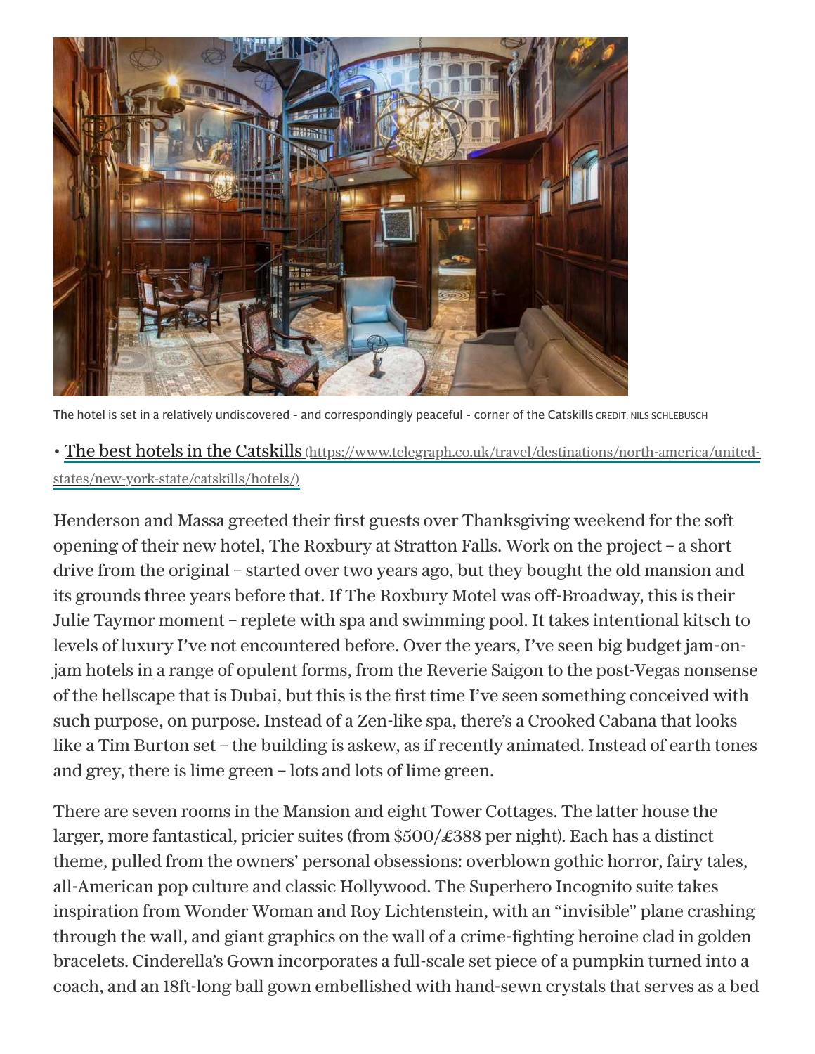The hotel is set in a relatively undiscovered - and correspondingly peaceful - corner of the Catskills CREDIT: NILS SCHLEBUSCH

• [The best hotels in the Catskills](https://www.telegraph.co.uk/travel/destinations/north-america/united-states/new-york-state/catskills/hotels/) (https://www.telegraph.co.uk/travel/destinations/north-america/united-states/new-york-state/catskills/hotels/)

Henderson and Massa greeted their first guests over Thanksgiving weekend for the soft opening of their new hotel, The Roxbury at Stratton Falls. Work on the project – a short drive from the original – started over two years ago, but they bought the old mansion and its grounds three years before that. If The Roxbury Motel was off-Broadway, this is their Julie Taymor moment – replete with spa and swimming pool. It takes intentional kitsch to levels of luxury I've not encountered before. Over the years, I've seen big budget jam-on-jam hotels in a range of opulent forms, from the Reverie Saigon to the post-Vegas nonsense of the hellscape that is Dubai, but this is the first time I've seen something conceived with such purpose, on purpose. Instead of a Zen-like spa, there's a Crooked Cabana that looks like a Tim Burton set – the building is askew, as if recently animated. Instead of earth tones and grey, there is lime green – lots and lots of lime green.

There are seven rooms in the Mansion and eight Tower Cottages. The latter house the larger, more fantastical, pricier suites (from $500/£388 per night). Each has a distinct theme, pulled from the owners' personal obsessions: overblown gothic horror, fairy tales, all-American pop culture and classic Hollywood. The Superhero Incognito suite takes inspiration from Wonder Woman and Roy Lichtenstein, with an "invisible" plane crashing through the wall, and giant graphics on the wall of a crime-fighting heroine clad in golden bracelets. Cinderella's Gown incorporates a full-scale set piece of a pumpkin turned into a coach, and an 18ft-long ball gown embellished with hand-sewn crystals that serves as a bed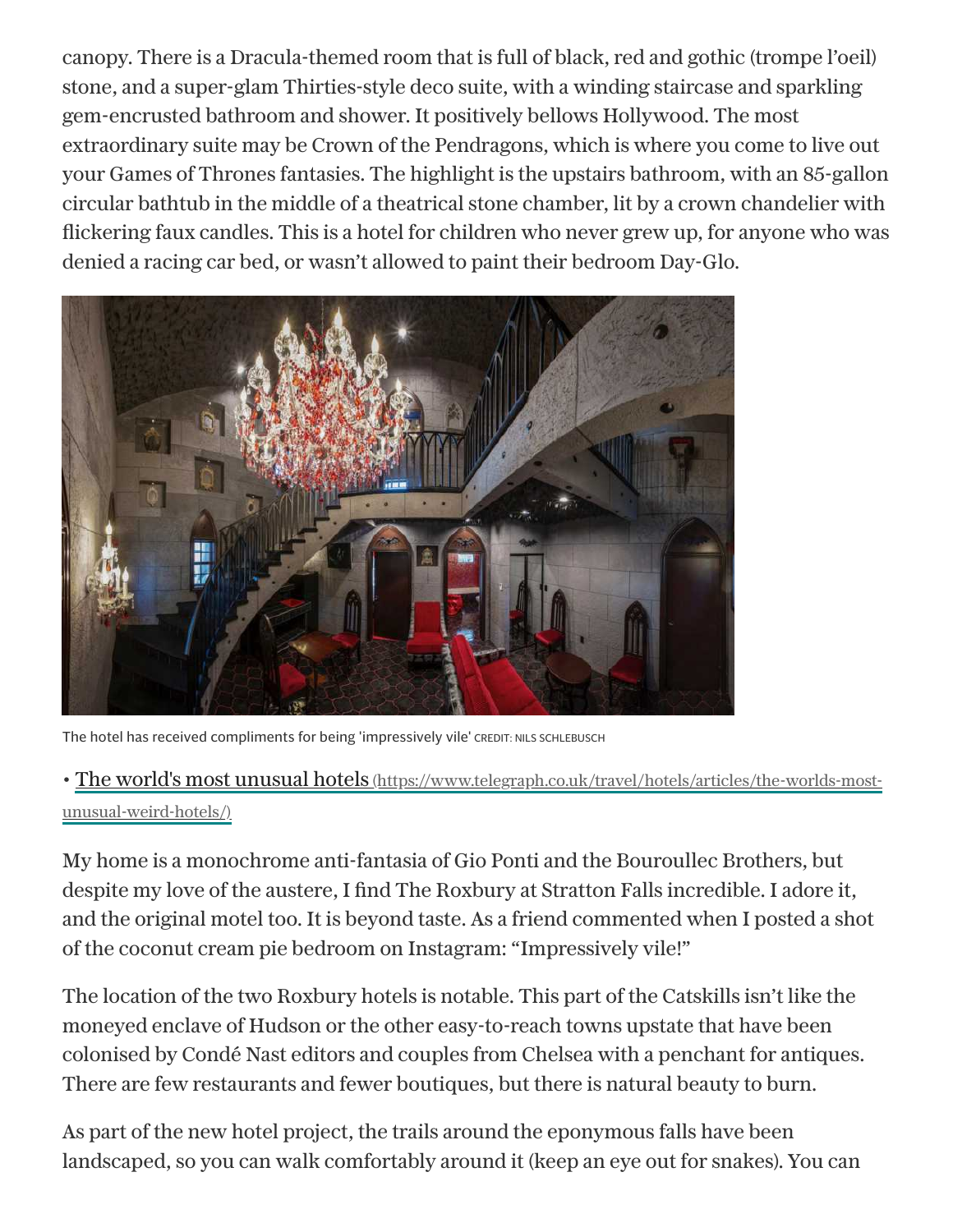canopy. There is a Dracula-themed room that is full of black, red and gothic (trompe l'oeil) stone, and a super-glam Thirties-style deco suite, with a winding staircase and sparkling gem-encrusted bathroom and shower. It positively bellows Hollywood. The most extraordinary suite may be Crown of the Pendragons, which is where you come to live out your Games of Thrones fantasies. The highlight is the upstairs bathroom, with an 85-gallon circular bathtub in the middle of a theatrical stone chamber, lit by a crown chandelier with flickering faux candles. This is a hotel for children who never grew up, for anyone who was denied a racing car bed, or wasn't allowed to paint their bedroom Day-Glo.

The hotel has received compliments for being 'impressively vile' CREDIT: NILS SCHLEBUSCH

• [The world's most unusual hotels (https://www.telegraph.co.uk/travel/hotels/articles/the-worlds-most-unusual-weird-hotels/)](https://www.telegraph.co.uk/travel/hotels/articles/the-worlds-most-unusual-weird-hotels/)

My home is a monochrome anti-fantasia of Gio Ponti and the Bouroullec Brothers, but despite my love of the austere, I find The Roxbury at Stratton Falls incredible. I adore it, and the original motel too. It is beyond taste. As a friend commented when I posted a shot of the coconut cream pie bedroom on Instagram: "Impressively vile!"

The location of the two Roxbury hotels is notable. This part of the Catskills isn't like the moneyed enclave of Hudson or the other easy-to-reach towns upstate that have been colonised by Condé Nast editors and couples from Chelsea with a penchant for antiques. There are few restaurants and fewer boutiques, but there is natural beauty to burn.

As part of the new hotel project, the trails around the eponymous falls have been landscaped, so you can walk comfortably around it (keep an eye out for snakes). You can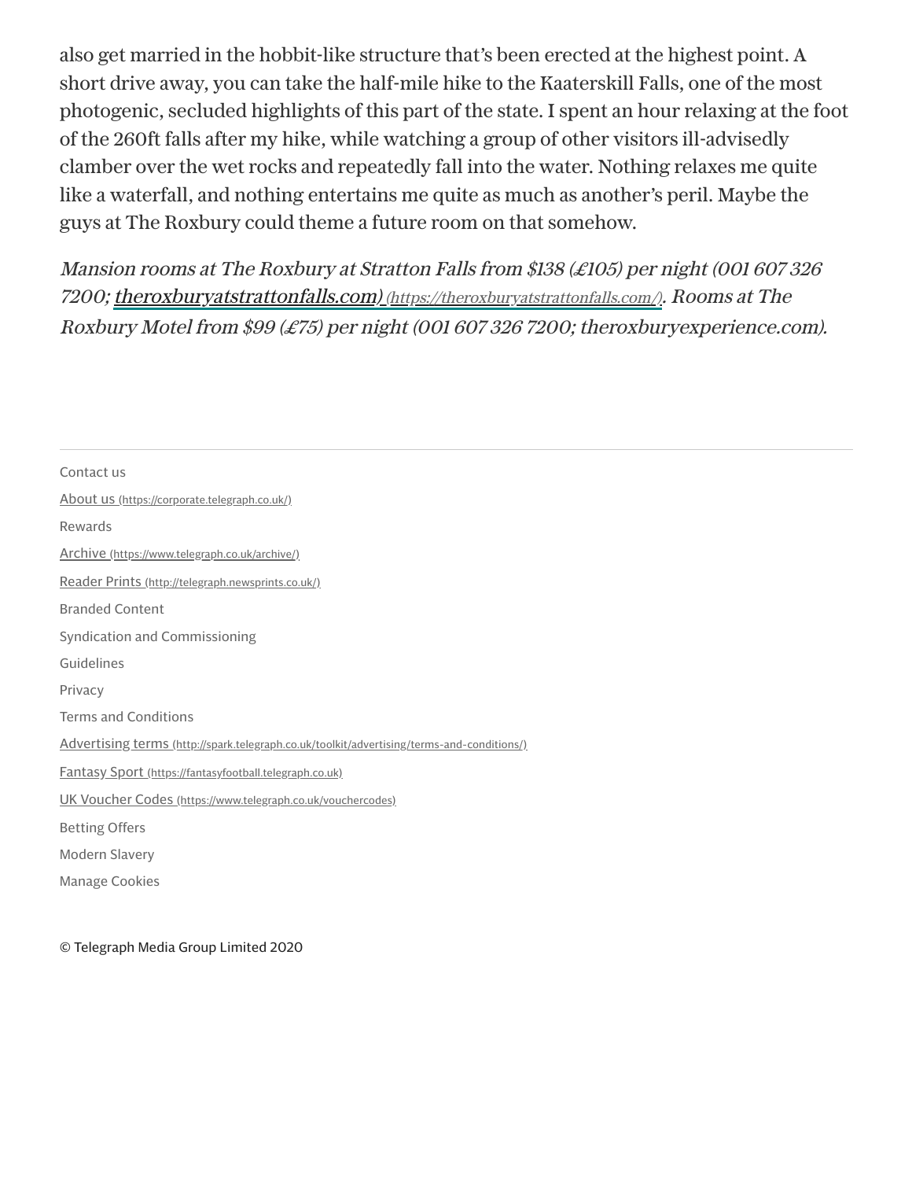also get married in the hobbit-like structure that's been erected at the highest point. A short drive away, you can take the half-mile hike to the Kaaterskill Falls, one of the most photogenic, secluded highlights of this part of the state. I spent an hour relaxing at the foot of the 260ft falls after my hike, while watching a group of other visitors ill-advisedly clamber over the wet rocks and repeatedly fall into the water. Nothing relaxes me quite like a waterfall, and nothing entertains me quite as much as another's peril. Maybe the guys at The Roxbury could theme a future room on that somehow.

*Mansion rooms at The Roxbury at Stratton Falls from $138 (£105) per night (001 607 326 7200; theroxburyatstrattonfalls.com) (https://theroxburyatstrattonfalls.com/). Rooms at The Roxbury Motel from $99 (£75) per night (001 607 326 7200; theroxburyexperience.com).*

---

Contact us

About us (https://corporate.telegraph.co.uk/)

Rewards

Archive (https://www.telegraph.co.uk/archive/)

Reader Prints (http://telegraph.newsprints.co.uk/)

Branded Content

Syndication and Commissioning

Guidelines

Privacy

Terms and Conditions

Advertising terms (http://spark.telegraph.co.uk/toolkit/advertising/terms-and-conditions/)

Fantasy Sport (https://fantasyfootball.telegraph.co.uk)

UK Voucher Codes (https://www.telegraph.co.uk/vouchercodes)

Betting Offers

Modern Slavery

Manage Cookies

© Telegraph Media Group Limited 2020